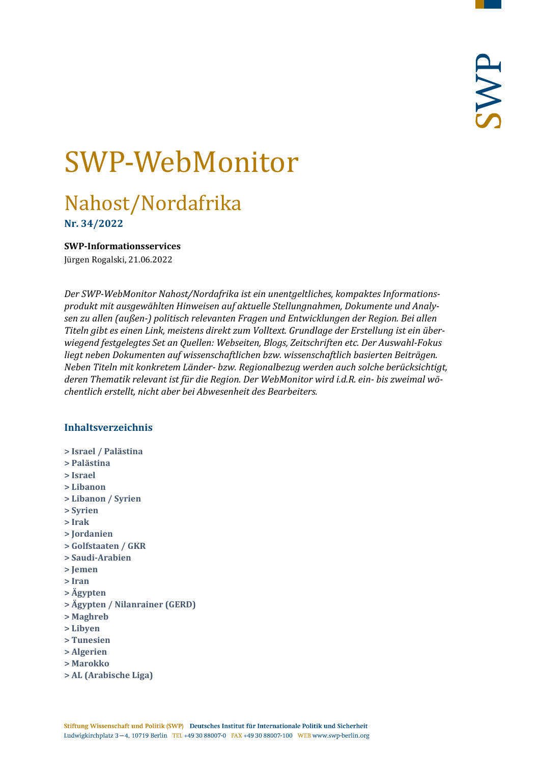# SWP-WebMonitor

## Nahost/Nordafrika

**Nr. 34/2022**

**SWP-Informationsservices**

Jürgen Rogalski, 21.06.2022

*Der SWP-WebMonitor Nahost/Nordafrika ist ein unentgeltliches, kompaktes Informationsprodukt mit ausgewählten Hinweisen auf aktuelle Stellungnahmen, Dokumente und Analysen zu allen (außen-) politisch relevanten Fragen und Entwicklungen der Region. Bei allen Titeln gibt es einen Link, meistens direkt zum Volltext. Grundlage der Erstellung ist ein überwiegend festgelegtes Set an Quellen: Webseiten, Blogs, Zeitschriften etc. Der Auswahl-Fokus liegt neben Dokumenten auf wissenschaftlichen bzw. wissenschaftlich basierten Beiträgen. Neben Titeln mit konkretem Länder- bzw. Regionalbezug werden auch solche berücksichtigt, deren Thematik relevant ist für die Region. Der WebMonitor wird i.d.R. ein- bis zweimal wöchentlich erstellt, nicht aber bei Abwesenheit des Bearbeiters.*

### Inhaltsverzeichnis

**> Israel / Palästina**
**> Palästina**
**> Israel**
**> Libanon**
**> Libanon / Syrien**
**> Syrien**
**> Irak**
**> Jordanien**
**> Golfstaaten / GKR**
**> Saudi-Arabien**
**> Jemen**
**> Iran**
**> Ägypten**
**> Ägypten / Nilanrainer (GERD)**
**> Maghreb**
**> Libyen**
**> Tunesien**
**> Algerien**
**> Marokko**
**> AL (Arabische Liga)**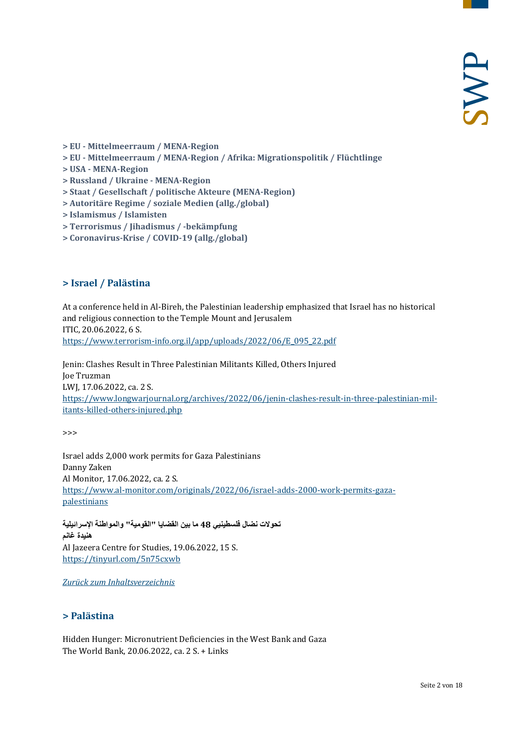> EU - Mittelmeerraum / MENA-Region
> EU - Mittelmeerraum / MENA-Region / Afrika: Migrationspolitik / Flüchtlinge
> USA - MENA-Region
> Russland / Ukraine - MENA-Region
> Staat / Gesellschaft / politische Akteure (MENA-Region)
> Autoritäre Regime / soziale Medien (allg./global)
> Islamismus / Islamisten
> Terrorismus / Jihadismus / -bekämpfung
> Coronavirus-Krise / COVID-19 (allg./global)

## > Israel / Palästina

At a conference held in Al-Bireh, the Palestinian leadership emphasized that Israel has no historical and religious connection to the Temple Mount and Jerusalem
ITIC, 20.06.2022, 6 S.
https://www.terrorism-info.org.il/app/uploads/2022/06/E_095_22.pdf

Jenin: Clashes Result in Three Palestinian Militants Killed, Others Injured
Joe Truzman
LWJ, 17.06.2022, ca. 2 S.
https://www.longwarjournal.org/archives/2022/06/jenin-clashes-result-in-three-palestinian-militants-killed-others-injured.php

>>>

Israel adds 2,000 work permits for Gaza Palestinians
Danny Zaken
Al Monitor, 17.06.2022, ca. 2 S.
https://www.al-monitor.com/originals/2022/06/israel-adds-2000-work-permits-gaza-palestinians

**تحولات نضال فلسطينيي 48 ما بين القضايا "القومية" والمواطنة الإسرائيلية**
**هنيدة غانم**
Al Jazeera Centre for Studies, 19.06.2022, 15 S.
https://tinyurl.com/5n75cxwb

*Zurück zum Inhaltsverzeichnis*

## > Palästina

Hidden Hunger: Micronutrient Deficiencies in the West Bank and Gaza
The World Bank, 20.06.2022, ca. 2 S. + Links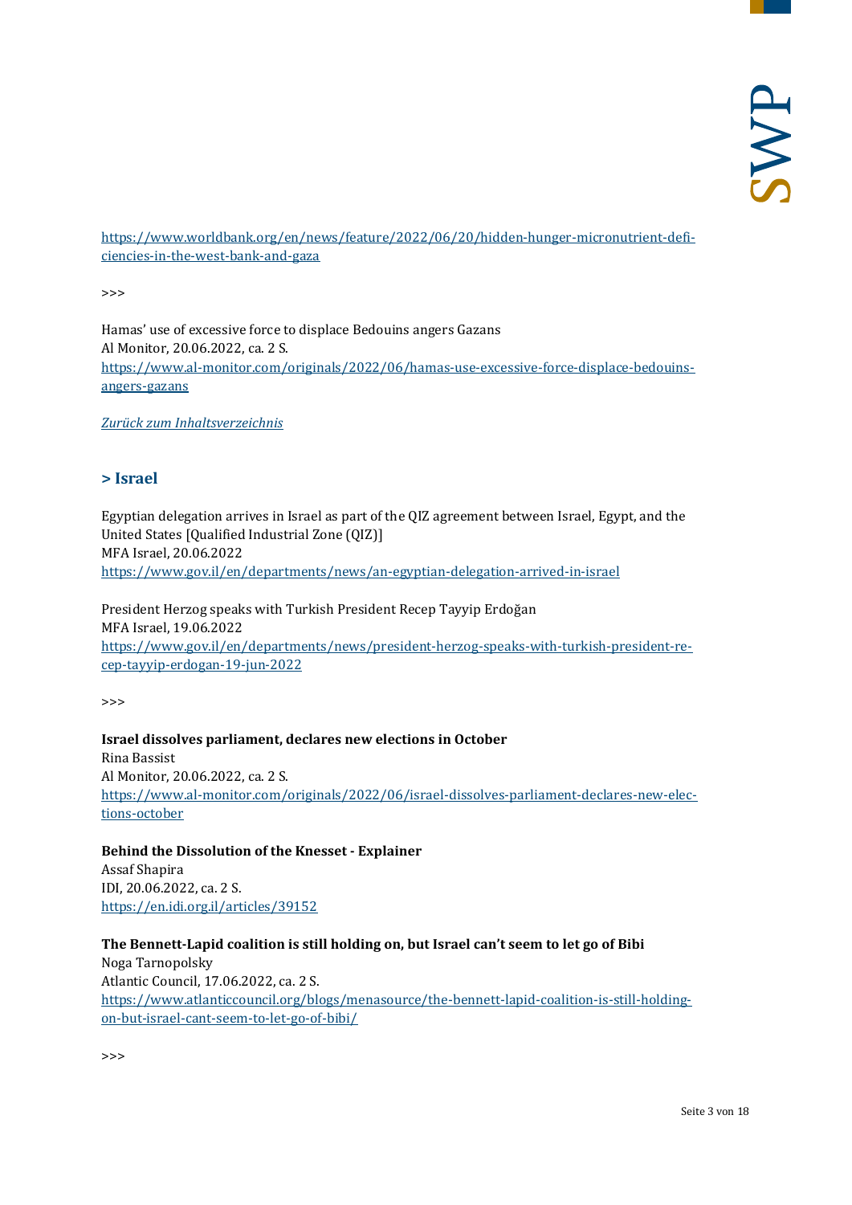[https://www.worldbank.org/en/news/feature/2022/06/20/hidden-hunger-micronutrient-deficiencies-in-the-west-bank-and-gaza](https://www.worldbank.org/en/news/feature/2022/06/20/hidden-hunger-micronutrient-deficiencies-in-the-west-bank-and-gaza)

>>>

Hamas' use of excessive force to displace Bedouins angers Gazans
Al Monitor, 20.06.2022, ca. 2 S.
[https://www.al-monitor.com/originals/2022/06/hamas-use-excessive-force-displace-bedouins-angers-gazans](https://www.al-monitor.com/originals/2022/06/hamas-use-excessive-force-displace-bedouins-angers-gazans)

*Zurück zum Inhaltsverzeichnis*

## > Israel

Egyptian delegation arrives in Israel as part of the QIZ agreement between Israel, Egypt, and the United States [Qualified Industrial Zone (QIZ)]
MFA Israel, 20.06.2022
[https://www.gov.il/en/departments/news/an-egyptian-delegation-arrived-in-israel](https://www.gov.il/en/departments/news/an-egyptian-delegation-arrived-in-israel)

President Herzog speaks with Turkish President Recep Tayyip Erdoğan
MFA Israel, 19.06.2022
[https://www.gov.il/en/departments/news/president-herzog-speaks-with-turkish-president-recep-tayyip-erdogan-19-jun-2022](https://www.gov.il/en/departments/news/president-herzog-speaks-with-turkish-president-recep-tayyip-erdogan-19-jun-2022)

>>>

**Israel dissolves parliament, declares new elections in October**
Rina Bassist
Al Monitor, 20.06.2022, ca. 2 S.
[https://www.al-monitor.com/originals/2022/06/israel-dissolves-parliament-declares-new-elections-october](https://www.al-monitor.com/originals/2022/06/israel-dissolves-parliament-declares-new-elections-october)

**Behind the Dissolution of the Knesset - Explainer**
Assaf Shapira
IDI, 20.06.2022, ca. 2 S.
[https://en.idi.org.il/articles/39152](https://en.idi.org.il/articles/39152)

**The Bennett-Lapid coalition is still holding on, but Israel can't seem to let go of Bibi**
Noga Tarnopolsky
Atlantic Council, 17.06.2022, ca. 2 S.
[https://www.atlanticcouncil.org/blogs/menasource/the-bennett-lapid-coalition-is-still-holding-on-but-israel-cant-seem-to-let-go-of-bibi/](https://www.atlanticcouncil.org/blogs/menasource/the-bennett-lapid-coalition-is-still-holding-on-but-israel-cant-seem-to-let-go-of-bibi/)

>>>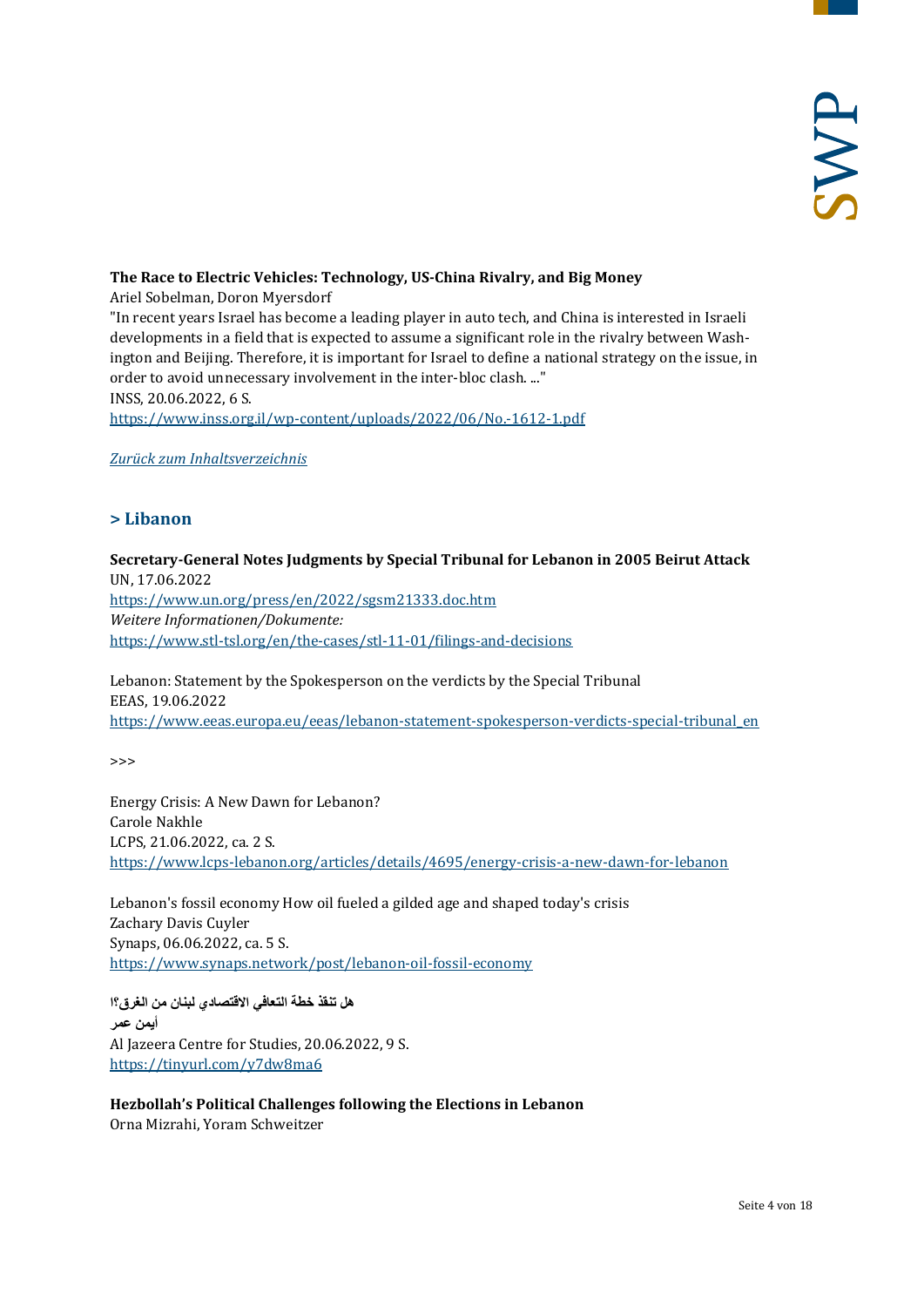**The Race to Electric Vehicles: Technology, US-China Rivalry, and Big Money**
Ariel Sobelman, Doron Myersdorf
"In recent years Israel has become a leading player in auto tech, and China is interested in Israeli developments in a field that is expected to assume a significant role in the rivalry between Washington and Beijing. Therefore, it is important for Israel to define a national strategy on the issue, in order to avoid unnecessary involvement in the inter-bloc clash. ..."
INSS, 20.06.2022, 6 S.
https://www.inss.org.il/wp-content/uploads/2022/06/No.-1612-1.pdf

*Zurück zum Inhaltsverzeichnis*

## > Libanon

**Secretary-General Notes Judgments by Special Tribunal for Lebanon in 2005 Beirut Attack**
UN, 17.06.2022
https://www.un.org/press/en/2022/sgsm21333.doc.htm
*Weitere Informationen/Dokumente:*
https://www.stl-tsl.org/en/the-cases/stl-11-01/filings-and-decisions

Lebanon: Statement by the Spokesperson on the verdicts by the Special Tribunal
EEAS, 19.06.2022
https://www.eeas.europa.eu/eeas/lebanon-statement-spokesperson-verdicts-special-tribunal_en

>>>

Energy Crisis: A New Dawn for Lebanon?
Carole Nakhle
LCPS, 21.06.2022, ca. 2 S.
https://www.lcps-lebanon.org/articles/details/4695/energy-crisis-a-new-dawn-for-lebanon

Lebanon's fossil economy How oil fueled a gilded age and shaped today's crisis
Zachary Davis Cuyler
Synaps, 06.06.2022, ca. 5 S.
https://www.synaps.network/post/lebanon-oil-fossil-economy

**هل تنقذ خطة التعافي الاقتصادي لبنان من الغرق؟!**
**أيمن عمر**
Al Jazeera Centre for Studies, 20.06.2022, 9 S.
https://tinyurl.com/y7dw8ma6

**Hezbollah's Political Challenges following the Elections in Lebanon**
Orna Mizrahi, Yoram Schweitzer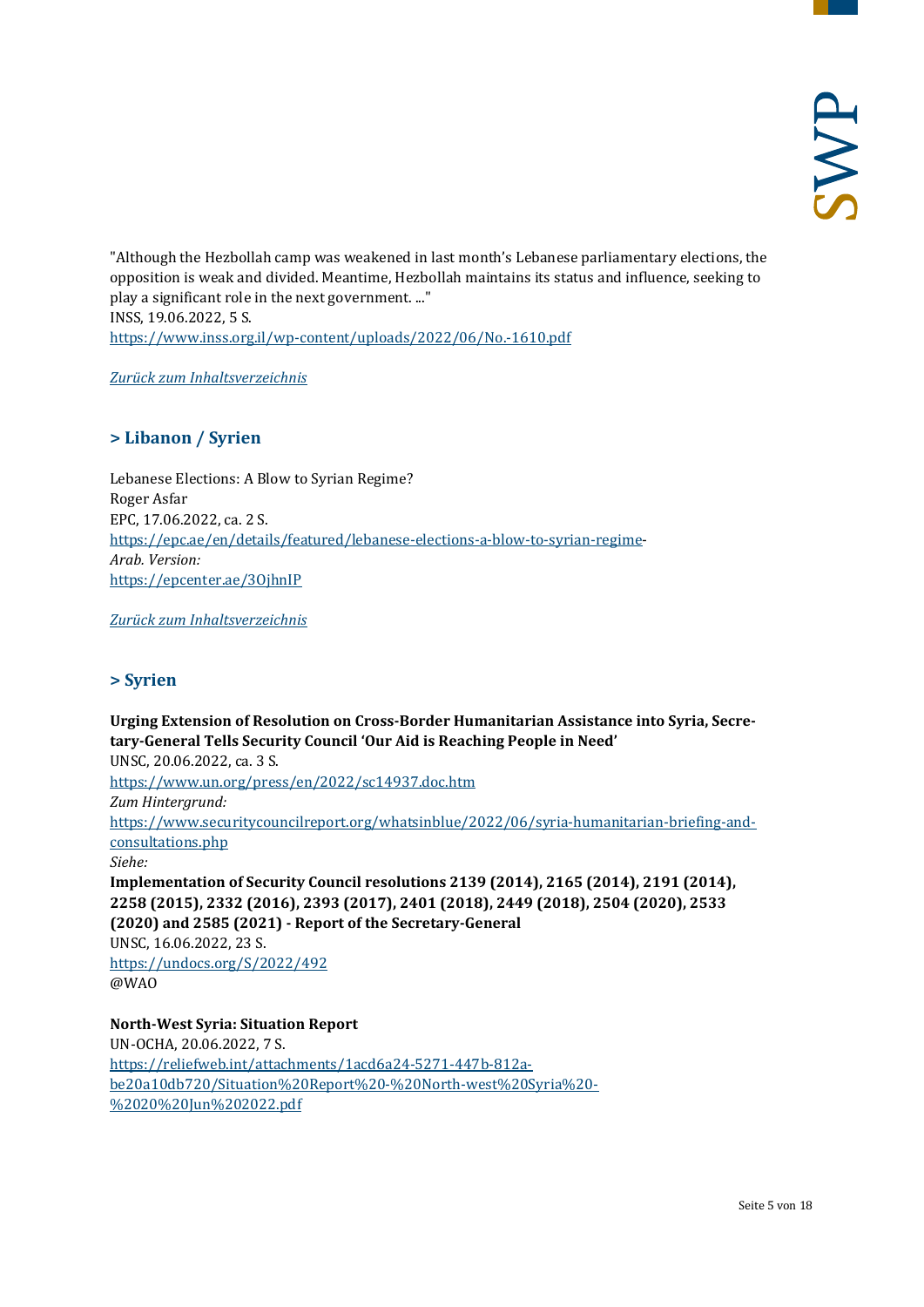"Although the Hezbollah camp was weakened in last month's Lebanese parliamentary elections, the opposition is weak and divided. Meantime, Hezbollah maintains its status and influence, seeking to play a significant role in the next government. ..."
INSS, 19.06.2022, 5 S.
https://www.inss.org.il/wp-content/uploads/2022/06/No.-1610.pdf

*Zurück zum Inhaltsverzeichnis*

## > Libanon / Syrien

Lebanese Elections: A Blow to Syrian Regime?
Roger Asfar
EPC, 17.06.2022, ca. 2 S.
https://epc.ae/en/details/featured/lebanese-elections-a-blow-to-syrian-regime-
*Arab. Version:*
https://epcenter.ae/3OjhnIP

*Zurück zum Inhaltsverzeichnis*

## > Syrien

**Urging Extension of Resolution on Cross-Border Humanitarian Assistance into Syria, Secretary-General Tells Security Council 'Our Aid is Reaching People in Need'**
UNSC, 20.06.2022, ca. 3 S.
https://www.un.org/press/en/2022/sc14937.doc.htm
*Zum Hintergrund:*
https://www.securitycouncilreport.org/whatsinblue/2022/06/syria-humanitarian-briefing-and-consultations.php
*Siehe:*
**Implementation of Security Council resolutions 2139 (2014), 2165 (2014), 2191 (2014), 2258 (2015), 2332 (2016), 2393 (2017), 2401 (2018), 2449 (2018), 2504 (2020), 2533 (2020) and 2585 (2021) - Report of the Secretary-General**
UNSC, 16.06.2022, 23 S.
https://undocs.org/S/2022/492
@WAO

**North-West Syria: Situation Report**
UN-OCHA, 20.06.2022, 7 S.
https://reliefweb.int/attachments/1acd6a24-5271-447b-812a-be20a10db720/Situation%20Report%20-%20North-west%20Syria%20-%2020%20Jun%202022.pdf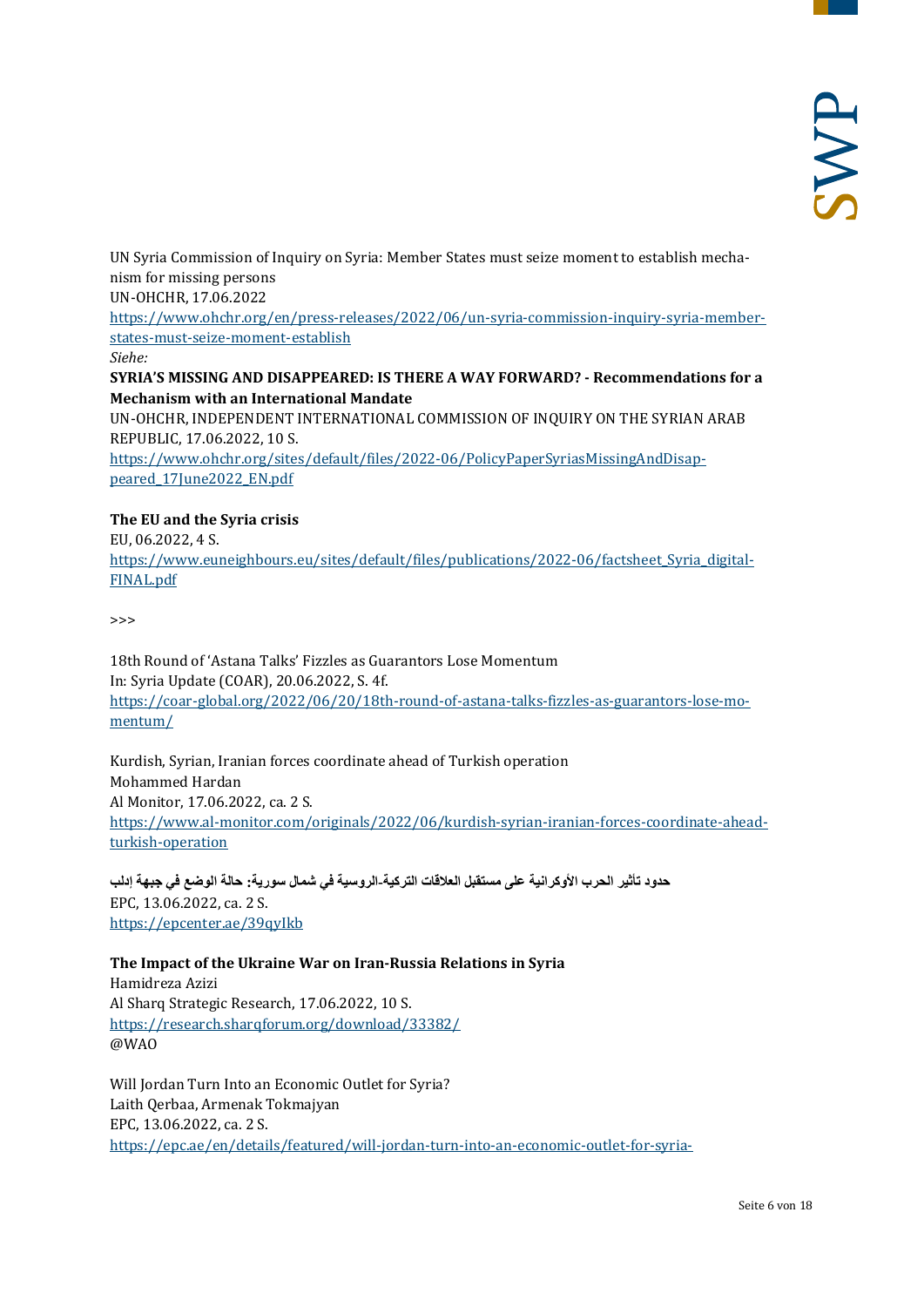UN Syria Commission of Inquiry on Syria: Member States must seize moment to establish mechanism for missing persons
UN-OHCHR, 17.06.2022
https://www.ohchr.org/en/press-releases/2022/06/un-syria-commission-inquiry-syria-member-states-must-seize-moment-establish
*Siehe:*
**SYRIA'S MISSING AND DISAPPEARED: IS THERE A WAY FORWARD? - Recommendations for a Mechanism with an International Mandate**
UN-OHCHR, INDEPENDENT INTERNATIONAL COMMISSION OF INQUIRY ON THE SYRIAN ARAB REPUBLIC, 17.06.2022, 10 S.
https://www.ohchr.org/sites/default/files/2022-06/PolicyPaperSyriasMissingAndDisappeared_17June2022_EN.pdf

**The EU and the Syria crisis**
EU, 06.2022, 4 S.
https://www.euneighbours.eu/sites/default/files/publications/2022-06/factsheet_Syria_digital-FINAL.pdf

>>>

18th Round of 'Astana Talks' Fizzles as Guarantors Lose Momentum
In: Syria Update (COAR), 20.06.2022, S. 4f.
https://coar-global.org/2022/06/20/18th-round-of-astana-talks-fizzles-as-guarantors-lose-momentum/

Kurdish, Syrian, Iranian forces coordinate ahead of Turkish operation
Mohammed Hardan
Al Monitor, 17.06.2022, ca. 2 S.
https://www.al-monitor.com/originals/2022/06/kurdish-syrian-iranian-forces-coordinate-ahead-turkish-operation

**حدود تأثير الحرب الأوكرانية على مستقبل العلاقات التركية-الروسية في شمال سورية: حالة الوضع في جبهة إدلب**
EPC, 13.06.2022, ca. 2 S.
https://epcenter.ae/39qyIkb

**The Impact of the Ukraine War on Iran-Russia Relations in Syria**
Hamidreza Azizi
Al Sharq Strategic Research, 17.06.2022, 10 S.
https://research.sharqforum.org/download/33382/
@WAO

Will Jordan Turn Into an Economic Outlet for Syria?
Laith Qerbaa, Armenak Tokmajyan
EPC, 13.06.2022, ca. 2 S.
https://epc.ae/en/details/featured/will-jordan-turn-into-an-economic-outlet-for-syria-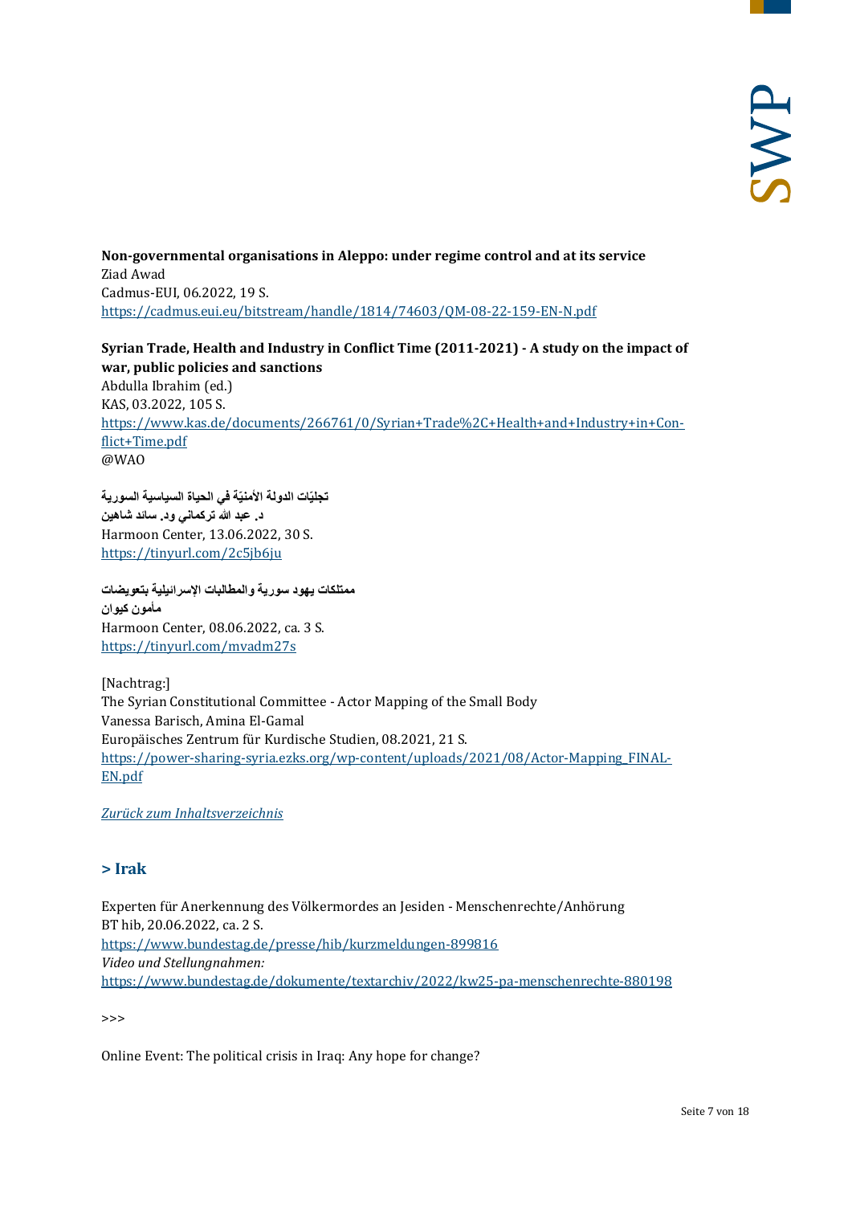**Non-governmental organisations in Aleppo: under regime control and at its service**
Ziad Awad
Cadmus-EUI, 06.2022, 19 S.
https://cadmus.eui.eu/bitstream/handle/1814/74603/QM-08-22-159-EN-N.pdf

**Syrian Trade, Health and Industry in Conflict Time (2011-2021) - A study on the impact of war, public policies and sanctions**
Abdulla Ibrahim (ed.)
KAS, 03.2022, 105 S.
https://www.kas.de/documents/266761/0/Syrian+Trade%2C+Health+and+Industry+in+Conflict+Time.pdf
@WAO

**تجليّات الدولة الأمنيّة في الحياة السياسية السورية**
**د. عبد الله تركماني ود. سائد شاهين**
Harmoon Center, 13.06.2022, 30 S.
https://tinyurl.com/2c5jb6ju

**ممتلكات يهود سورية والمطالبات الإسرائيلية بتعويضات**
**مأمون كيوان**
Harmoon Center, 08.06.2022, ca. 3 S.
https://tinyurl.com/mvadm27s

[Nachtrag:]
The Syrian Constitutional Committee - Actor Mapping of the Small Body
Vanessa Barisch, Amina El-Gamal
Europäisches Zentrum für Kurdische Studien, 08.2021, 21 S.
https://power-sharing-syria.ezks.org/wp-content/uploads/2021/08/Actor-Mapping_FINAL-EN.pdf

*Zurück zum Inhaltsverzeichnis*

## > Irak

Experten für Anerkennung des Völkermordes an Jesiden - Menschenrechte/Anhörung
BT hib, 20.06.2022, ca. 2 S.
https://www.bundestag.de/presse/hib/kurzmeldungen-899816
*Video und Stellungnahmen:*
https://www.bundestag.de/dokumente/textarchiv/2022/kw25-pa-menschenrechte-880198

>>>

Online Event: The political crisis in Iraq: Any hope for change?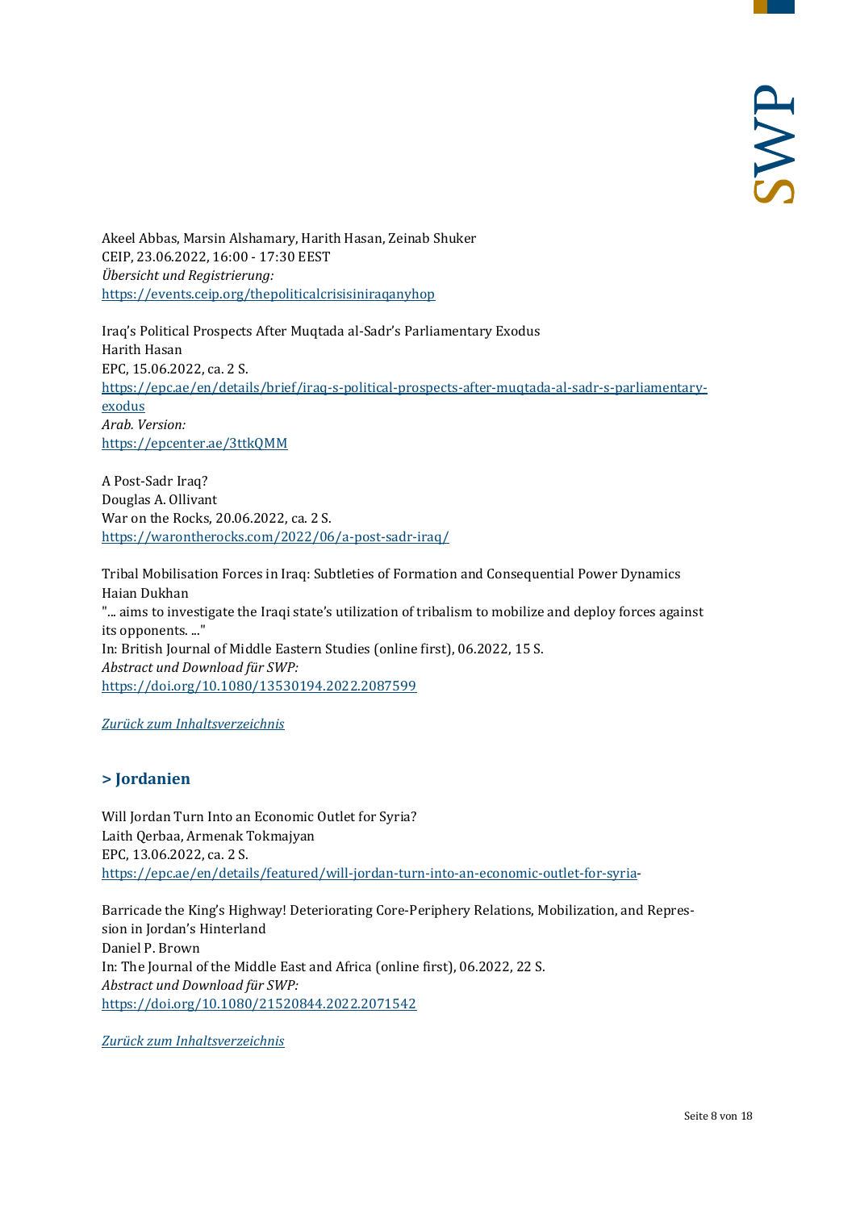Akeel Abbas, Marsin Alshamary, Harith Hasan, Zeinab Shuker
CEIP, 23.06.2022, 16:00 - 17:30 EEST
*Übersicht und Registrierung:*
[https://events.ceip.org/thepoliticalcrisisiniraqanyhop](https://events.ceip.org/thepoliticalcrisisiniraqanyhop)

Iraq's Political Prospects After Muqtada al-Sadr's Parliamentary Exodus
Harith Hasan
EPC, 15.06.2022, ca. 2 S.
[https://epc.ae/en/details/brief/iraq-s-political-prospects-after-muqtada-al-sadr-s-parliamentary-exodus](https://epc.ae/en/details/brief/iraq-s-political-prospects-after-muqtada-al-sadr-s-parliamentary-exodus)
*Arab. Version:*
[https://epcenter.ae/3ttkQMM](https://epcenter.ae/3ttkQMM)

A Post-Sadr Iraq?
Douglas A. Ollivant
War on the Rocks, 20.06.2022, ca. 2 S.
[https://warontherocks.com/2022/06/a-post-sadr-iraq/](https://warontherocks.com/2022/06/a-post-sadr-iraq/)

Tribal Mobilisation Forces in Iraq: Subtleties of Formation and Consequential Power Dynamics
Haian Dukhan
"... aims to investigate the Iraqi state's utilization of tribalism to mobilize and deploy forces against its opponents. ..."
In: British Journal of Middle Eastern Studies (online first), 06.2022, 15 S.
*Abstract und Download für SWP:*
[https://doi.org/10.1080/13530194.2022.2087599](https://doi.org/10.1080/13530194.2022.2087599)

*Zurück zum Inhaltsverzeichnis*

## > Jordanien

Will Jordan Turn Into an Economic Outlet for Syria?
Laith Qerbaa, Armenak Tokmajyan
EPC, 13.06.2022, ca. 2 S.
[https://epc.ae/en/details/featured/will-jordan-turn-into-an-economic-outlet-for-syria-](https://epc.ae/en/details/featured/will-jordan-turn-into-an-economic-outlet-for-syria-)

Barricade the King's Highway! Deteriorating Core-Periphery Relations, Mobilization, and Repression in Jordan's Hinterland
Daniel P. Brown
In: The Journal of the Middle East and Africa (online first), 06.2022, 22 S.
*Abstract und Download für SWP:*
[https://doi.org/10.1080/21520844.2022.2071542](https://doi.org/10.1080/21520844.2022.2071542)

*Zurück zum Inhaltsverzeichnis*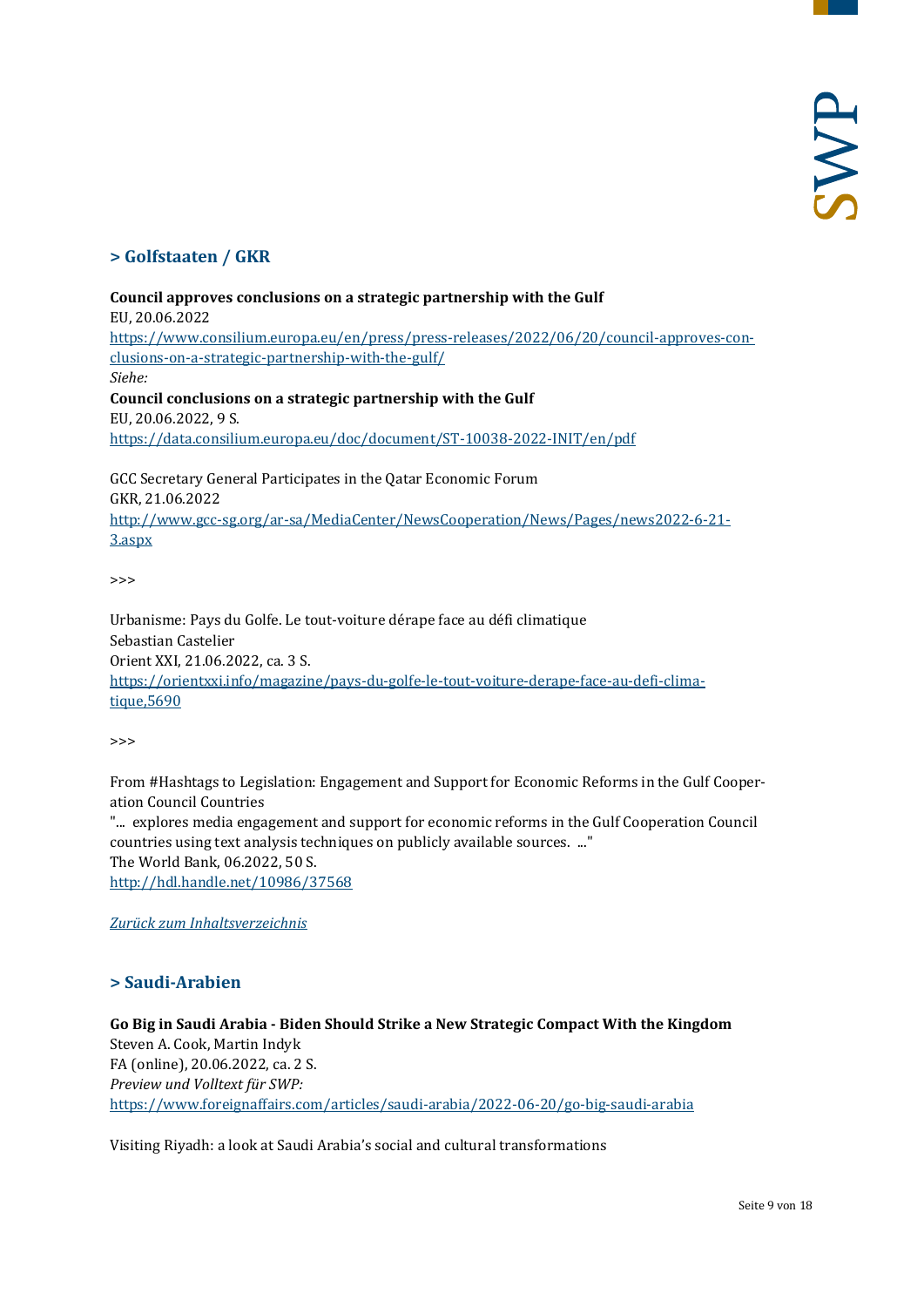## > Golfstaaten / GKR

**Council approves conclusions on a strategic partnership with the Gulf**
EU, 20.06.2022
https://www.consilium.europa.eu/en/press/press-releases/2022/06/20/council-approves-conclusions-on-a-strategic-partnership-with-the-gulf/
*Siehe:*
**Council conclusions on a strategic partnership with the Gulf**
EU, 20.06.2022, 9 S.
https://data.consilium.europa.eu/doc/document/ST-10038-2022-INIT/en/pdf

GCC Secretary General Participates in the Qatar Economic Forum
GKR, 21.06.2022
http://www.gcc-sg.org/ar-sa/MediaCenter/NewsCooperation/News/Pages/news2022-6-21-3.aspx

>>>

Urbanisme: Pays du Golfe. Le tout-voiture dérape face au défi climatique
Sebastian Castelier
Orient XXI, 21.06.2022, ca. 3 S.
https://orientxxi.info/magazine/pays-du-golfe-le-tout-voiture-derape-face-au-defi-climatique,5690

>>>

From #Hashtags to Legislation: Engagement and Support for Economic Reforms in the Gulf Cooperation Council Countries
"... explores media engagement and support for economic reforms in the Gulf Cooperation Council countries using text analysis techniques on publicly available sources. ..."
The World Bank, 06.2022, 50 S.
http://hdl.handle.net/10986/37568

*Zurück zum Inhaltsverzeichnis*

## > Saudi-Arabien

**Go Big in Saudi Arabia - Biden Should Strike a New Strategic Compact With the Kingdom**
Steven A. Cook, Martin Indyk
FA (online), 20.06.2022, ca. 2 S.
*Preview und Volltext für SWP:*
https://www.foreignaffairs.com/articles/saudi-arabia/2022-06-20/go-big-saudi-arabia

Visiting Riyadh: a look at Saudi Arabia's social and cultural transformations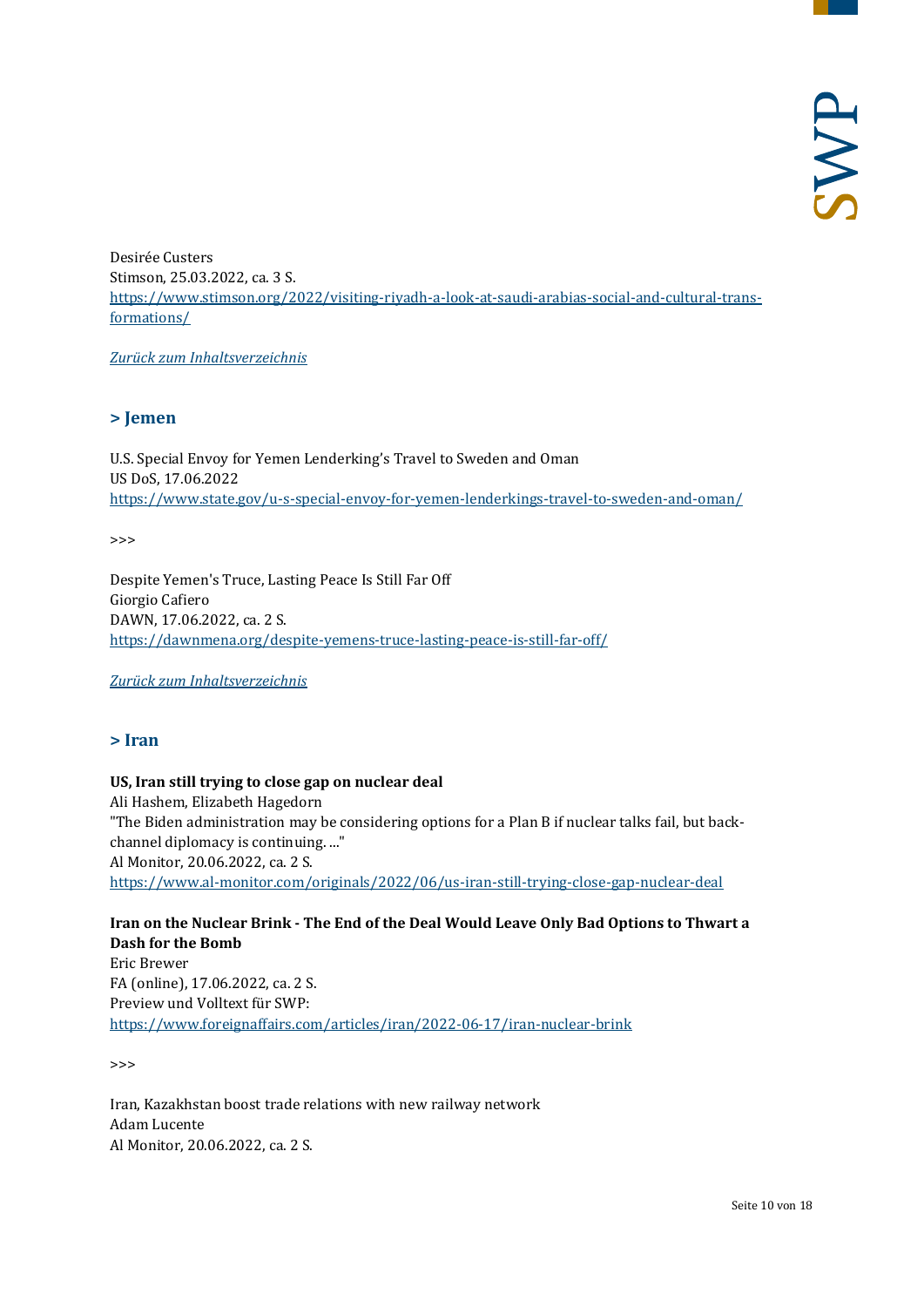Desirée Custers
Stimson, 25.03.2022, ca. 3 S.
https://www.stimson.org/2022/visiting-riyadh-a-look-at-saudi-arabias-social-and-cultural-transformations/

*Zurück zum Inhaltsverzeichnis*

## > Jemen

U.S. Special Envoy for Yemen Lenderking's Travel to Sweden and Oman
US DoS, 17.06.2022
https://www.state.gov/u-s-special-envoy-for-yemen-lenderkings-travel-to-sweden-and-oman/

>>>

Despite Yemen's Truce, Lasting Peace Is Still Far Off
Giorgio Cafiero
DAWN, 17.06.2022, ca. 2 S.
https://dawnmena.org/despite-yemens-truce-lasting-peace-is-still-far-off/

*Zurück zum Inhaltsverzeichnis*

## > Iran

**US, Iran still trying to close gap on nuclear deal**
Ali Hashem, Elizabeth Hagedorn
"The Biden administration may be considering options for a Plan B if nuclear talks fail, but back-channel diplomacy is continuing. ..."
Al Monitor, 20.06.2022, ca. 2 S.
https://www.al-monitor.com/originals/2022/06/us-iran-still-trying-close-gap-nuclear-deal

**Iran on the Nuclear Brink - The End of the Deal Would Leave Only Bad Options to Thwart a Dash for the Bomb**
Eric Brewer
FA (online), 17.06.2022, ca. 2 S.
Preview und Volltext für SWP:
https://www.foreignaffairs.com/articles/iran/2022-06-17/iran-nuclear-brink

>>>

Iran, Kazakhstan boost trade relations with new railway network
Adam Lucente
Al Monitor, 20.06.2022, ca. 2 S.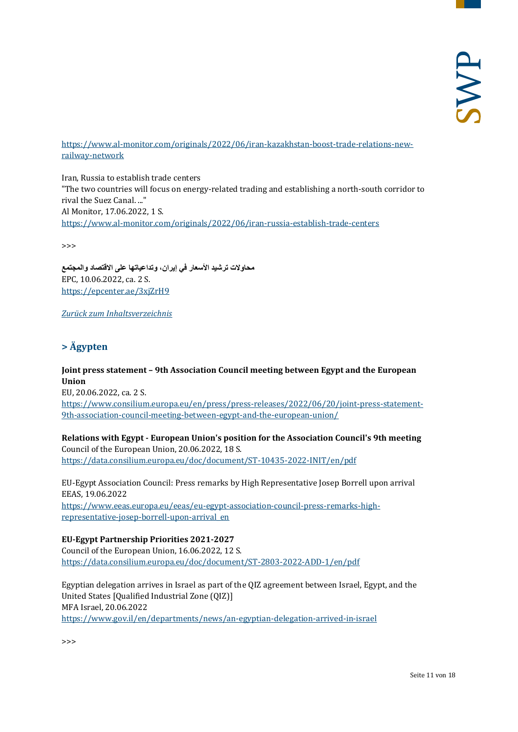https://www.al-monitor.com/originals/2022/06/iran-kazakhstan-boost-trade-relations-new-railway-network

Iran, Russia to establish trade centers
"The two countries will focus on energy-related trading and establishing a north-south corridor to rival the Suez Canal. ..."
Al Monitor, 17.06.2022, 1 S.
https://www.al-monitor.com/originals/2022/06/iran-russia-establish-trade-centers

>>>

**محاولات ترشيد الأسعار في إيران، وتداعياتها على الاقتصاد والمجتمع**
EPC, 10.06.2022, ca. 2 S.
https://epcenter.ae/3xjZrH9

*Zurück zum Inhaltsverzeichnis*

## > Ägypten

**Joint press statement – 9th Association Council meeting between Egypt and the European Union**
EU, 20.06.2022, ca. 2 S.
https://www.consilium.europa.eu/en/press/press-releases/2022/06/20/joint-press-statement-9th-association-council-meeting-between-egypt-and-the-european-union/

**Relations with Egypt - European Union's position for the Association Council's 9th meeting**
Council of the European Union, 20.06.2022, 18 S.
https://data.consilium.europa.eu/doc/document/ST-10435-2022-INIT/en/pdf

EU-Egypt Association Council: Press remarks by High Representative Josep Borrell upon arrival
EEAS, 19.06.2022
https://www.eeas.europa.eu/eeas/eu-egypt-association-council-press-remarks-high-representative-josep-borrell-upon-arrival_en

**EU-Egypt Partnership Priorities 2021-2027**
Council of the European Union, 16.06.2022, 12 S.
https://data.consilium.europa.eu/doc/document/ST-2803-2022-ADD-1/en/pdf

Egyptian delegation arrives in Israel as part of the QIZ agreement between Israel, Egypt, and the United States [Qualified Industrial Zone (QIZ)]
MFA Israel, 20.06.2022
https://www.gov.il/en/departments/news/an-egyptian-delegation-arrived-in-israel

>>>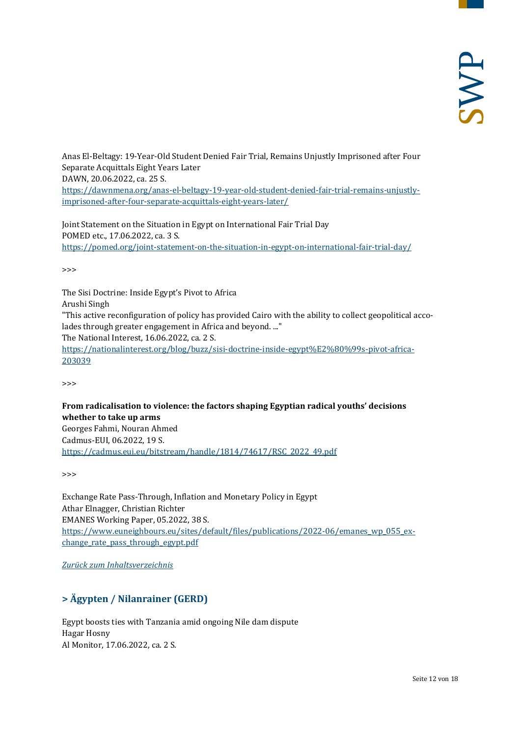Anas El-Beltagy: 19-Year-Old Student Denied Fair Trial, Remains Unjustly Imprisoned after Four Separate Acquittals Eight Years Later
DAWN, 20.06.2022, ca. 25 S.
[https://dawnmena.org/anas-el-beltagy-19-year-old-student-denied-fair-trial-remains-unjustly-imprisoned-after-four-separate-acquittals-eight-years-later/](https://dawnmena.org/anas-el-beltagy-19-year-old-student-denied-fair-trial-remains-unjustly-imprisoned-after-four-separate-acquittals-eight-years-later/)

Joint Statement on the Situation in Egypt on International Fair Trial Day
POMED etc., 17.06.2022, ca. 3 S.
[https://pomed.org/joint-statement-on-the-situation-in-egypt-on-international-fair-trial-day/](https://pomed.org/joint-statement-on-the-situation-in-egypt-on-international-fair-trial-day/)

>>>

The Sisi Doctrine: Inside Egypt's Pivot to Africa
Arushi Singh
"This active reconfiguration of policy has provided Cairo with the ability to collect geopolitical accolades through greater engagement in Africa and beyond. ..."
The National Interest, 16.06.2022, ca. 2 S.
[https://nationalinterest.org/blog/buzz/sisi-doctrine-inside-egypt%E2%80%99s-pivot-africa-203039](https://nationalinterest.org/blog/buzz/sisi-doctrine-inside-egypt%E2%80%99s-pivot-africa-203039)

>>>

**From radicalisation to violence: the factors shaping Egyptian radical youths' decisions whether to take up arms**
Georges Fahmi, Nouran Ahmed
Cadmus-EUI, 06.2022, 19 S.
[https://cadmus.eui.eu/bitstream/handle/1814/74617/RSC_2022_49.pdf](https://cadmus.eui.eu/bitstream/handle/1814/74617/RSC_2022_49.pdf)

>>>

Exchange Rate Pass-Through, Inflation and Monetary Policy in Egypt
Athar Elnagger, Christian Richter
EMANES Working Paper, 05.2022, 38 S.
[https://www.euneighbours.eu/sites/default/files/publications/2022-06/emanes_wp_055_exchange_rate_pass_through_egypt.pdf](https://www.euneighbours.eu/sites/default/files/publications/2022-06/emanes_wp_055_exchange_rate_pass_through_egypt.pdf)

*Zurück zum Inhaltsverzeichnis*

## > Ägypten / Nilanrainer (GERD)

Egypt boosts ties with Tanzania amid ongoing Nile dam dispute
Hagar Hosny
Al Monitor, 17.06.2022, ca. 2 S.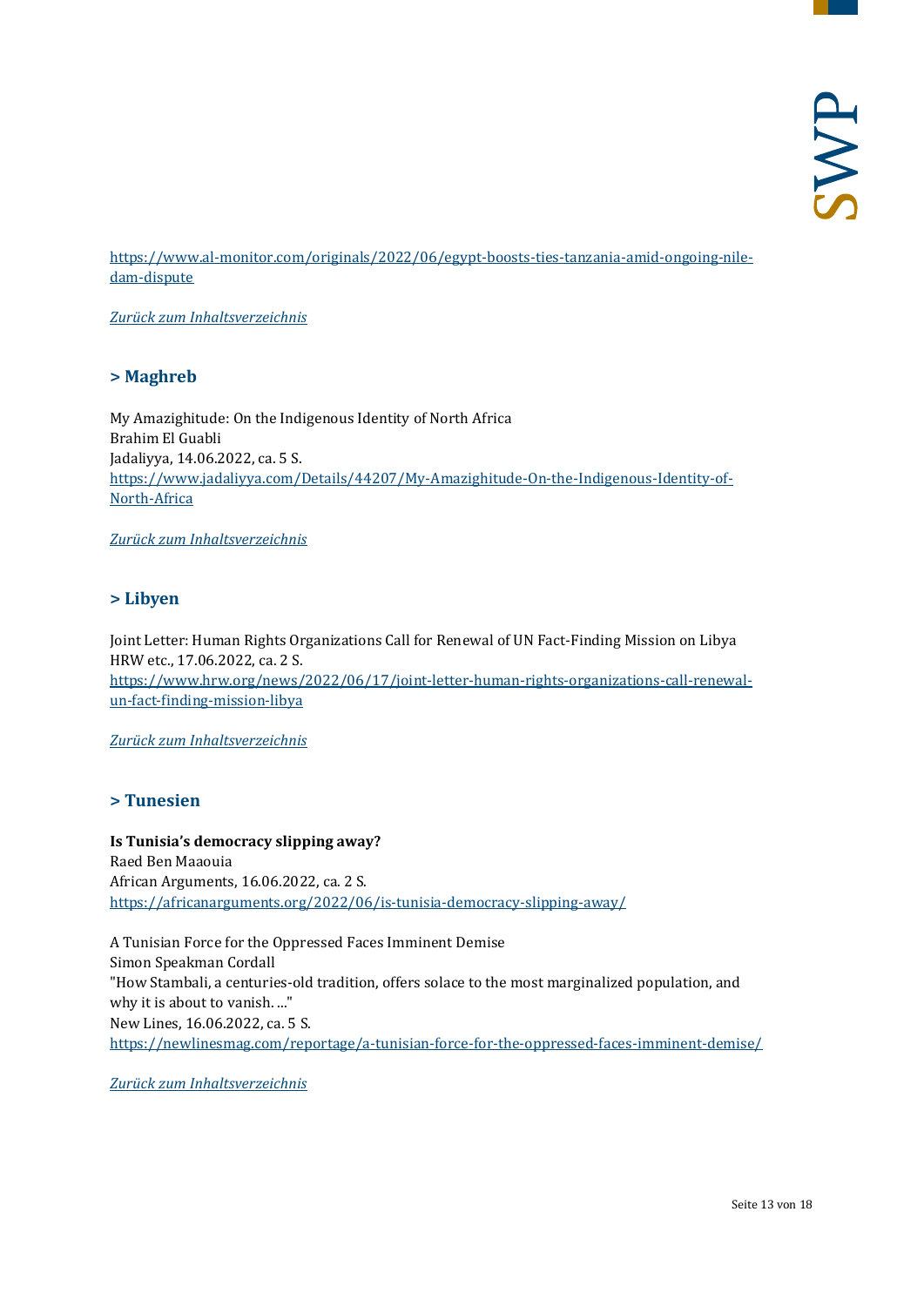https://www.al-monitor.com/originals/2022/06/egypt-boosts-ties-tanzania-amid-ongoing-nile-dam-dispute

*Zurück zum Inhaltsverzeichnis*

## > Maghreb

My Amazighitude: On the Indigenous Identity of North Africa
Brahim El Guabli
Jadaliyya, 14.06.2022, ca. 5 S.
https://www.jadaliyya.com/Details/44207/My-Amazighitude-On-the-Indigenous-Identity-of-North-Africa

*Zurück zum Inhaltsverzeichnis*

## > Libyen

Joint Letter: Human Rights Organizations Call for Renewal of UN Fact-Finding Mission on Libya
HRW etc., 17.06.2022, ca. 2 S.
https://www.hrw.org/news/2022/06/17/joint-letter-human-rights-organizations-call-renewal-un-fact-finding-mission-libya

*Zurück zum Inhaltsverzeichnis*

## > Tunesien

**Is Tunisia's democracy slipping away?**
Raed Ben Maaouia
African Arguments, 16.06.2022, ca. 2 S.
https://africanarguments.org/2022/06/is-tunisia-democracy-slipping-away/

A Tunisian Force for the Oppressed Faces Imminent Demise
Simon Speakman Cordall
"How Stambali, a centuries-old tradition, offers solace to the most marginalized population, and why it is about to vanish. ..."
New Lines, 16.06.2022, ca. 5 S.
https://newlinesmag.com/reportage/a-tunisian-force-for-the-oppressed-faces-imminent-demise/

*Zurück zum Inhaltsverzeichnis*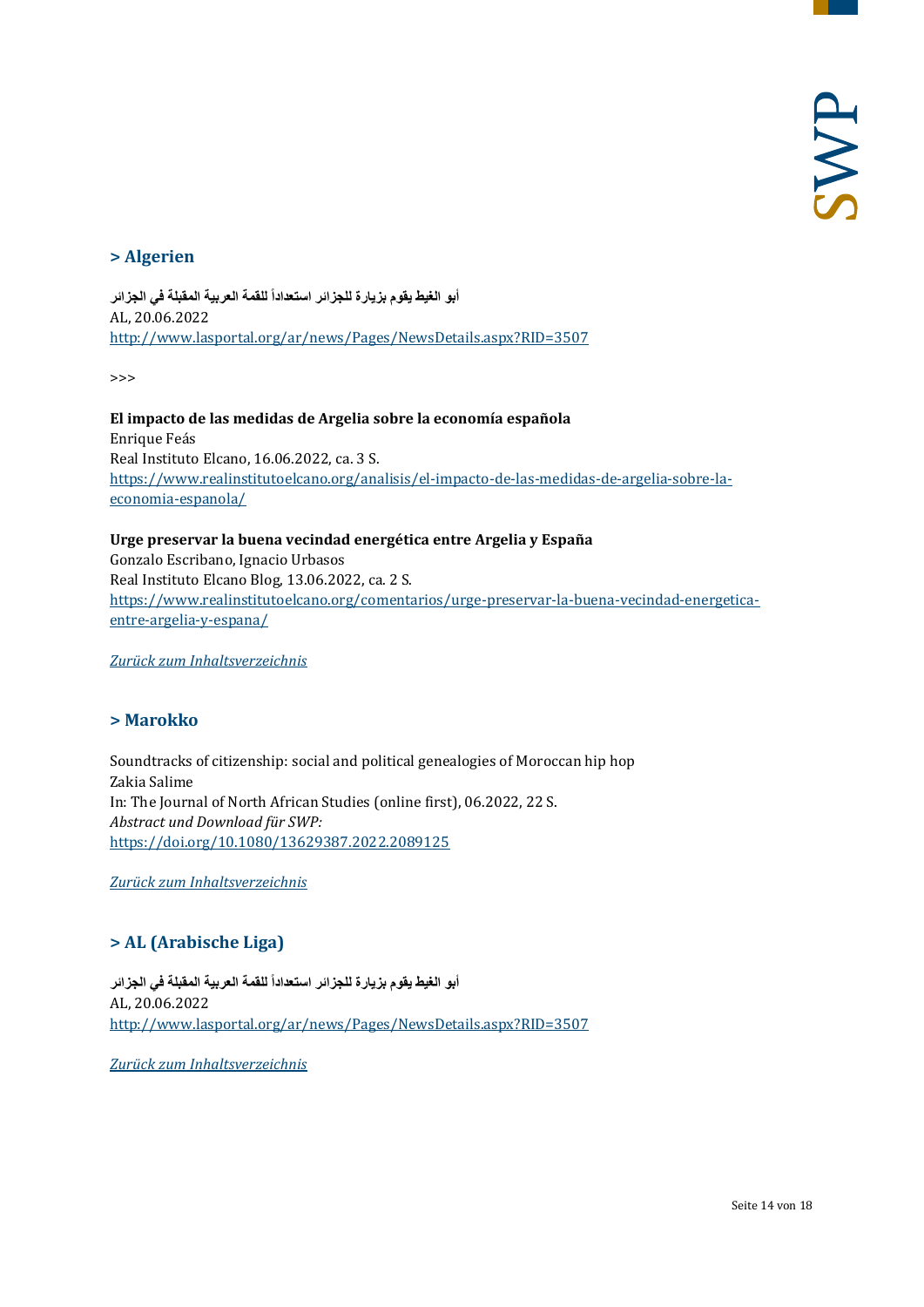## > Algerien

**أبو الغيط يقوم بزيارة للجزائر استعداداً للقمة العربية المقبلة في الجزائر**
AL, 20.06.2022
http://www.lasportal.org/ar/news/Pages/NewsDetails.aspx?RID=3507

>>>

**El impacto de las medidas de Argelia sobre la economía española**
Enrique Feás
Real Instituto Elcano, 16.06.2022, ca. 3 S.
https://www.realinstitutoelcano.org/analisis/el-impacto-de-las-medidas-de-argelia-sobre-la-economia-espanola/

**Urge preservar la buena vecindad energética entre Argelia y España**
Gonzalo Escribano, Ignacio Urbasos
Real Instituto Elcano Blog, 13.06.2022, ca. 2 S.
https://www.realinstitutoelcano.org/comentarios/urge-preservar-la-buena-vecindad-energetica-entre-argelia-y-espana/

*Zurück zum Inhaltsverzeichnis*

## > Marokko

Soundtracks of citizenship: social and political genealogies of Moroccan hip hop
Zakia Salime
In: The Journal of North African Studies (online first), 06.2022, 22 S.
*Abstract und Download für SWP:*
https://doi.org/10.1080/13629387.2022.2089125

*Zurück zum Inhaltsverzeichnis*

## > AL (Arabische Liga)

**أبو الغيط يقوم بزيارة للجزائر استعداداً للقمة العربية المقبلة في الجزائر**
AL, 20.06.2022
http://www.lasportal.org/ar/news/Pages/NewsDetails.aspx?RID=3507

*Zurück zum Inhaltsverzeichnis*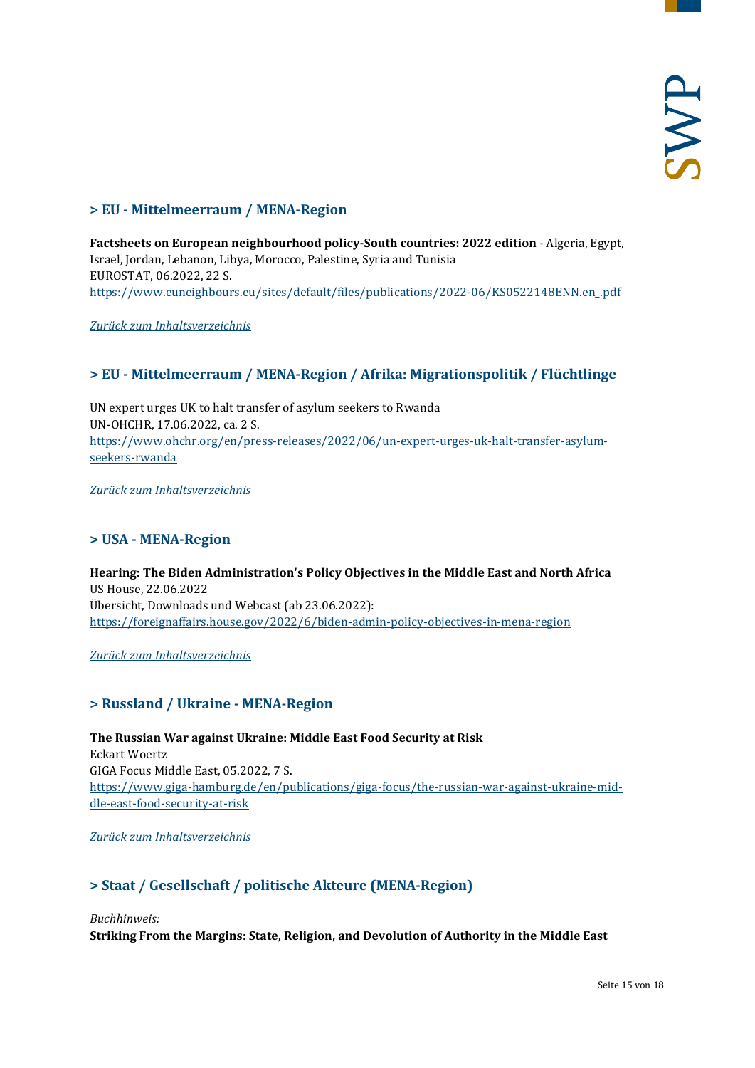## > EU - Mittelmeerraum / MENA-Region

**Factsheets on European neighbourhood policy-South countries: 2022 edition** - Algeria, Egypt, Israel, Jordan, Lebanon, Libya, Morocco, Palestine, Syria and Tunisia
EUROSTAT, 06.2022, 22 S.
https://www.euneighbours.eu/sites/default/files/publications/2022-06/KS0522148ENN.en_.pdf

*Zurück zum Inhaltsverzeichnis*

## > EU - Mittelmeerraum / MENA-Region / Afrika: Migrationspolitik / Flüchtlinge

UN expert urges UK to halt transfer of asylum seekers to Rwanda
UN-OHCHR, 17.06.2022, ca. 2 S.
https://www.ohchr.org/en/press-releases/2022/06/un-expert-urges-uk-halt-transfer-asylum-seekers-rwanda

*Zurück zum Inhaltsverzeichnis*

## > USA - MENA-Region

**Hearing: The Biden Administration's Policy Objectives in the Middle East and North Africa**
US House, 22.06.2022
Übersicht, Downloads und Webcast (ab 23.06.2022):
https://foreignaffairs.house.gov/2022/6/biden-admin-policy-objectives-in-mena-region

*Zurück zum Inhaltsverzeichnis*

## > Russland / Ukraine - MENA-Region

**The Russian War against Ukraine: Middle East Food Security at Risk**
Eckart Woertz
GIGA Focus Middle East, 05.2022, 7 S.
https://www.giga-hamburg.de/en/publications/giga-focus/the-russian-war-against-ukraine-middle-east-food-security-at-risk

*Zurück zum Inhaltsverzeichnis*

## > Staat / Gesellschaft / politische Akteure (MENA-Region)

*Buchhinweis:*
**Striking From the Margins: State, Religion, and Devolution of Authority in the Middle East**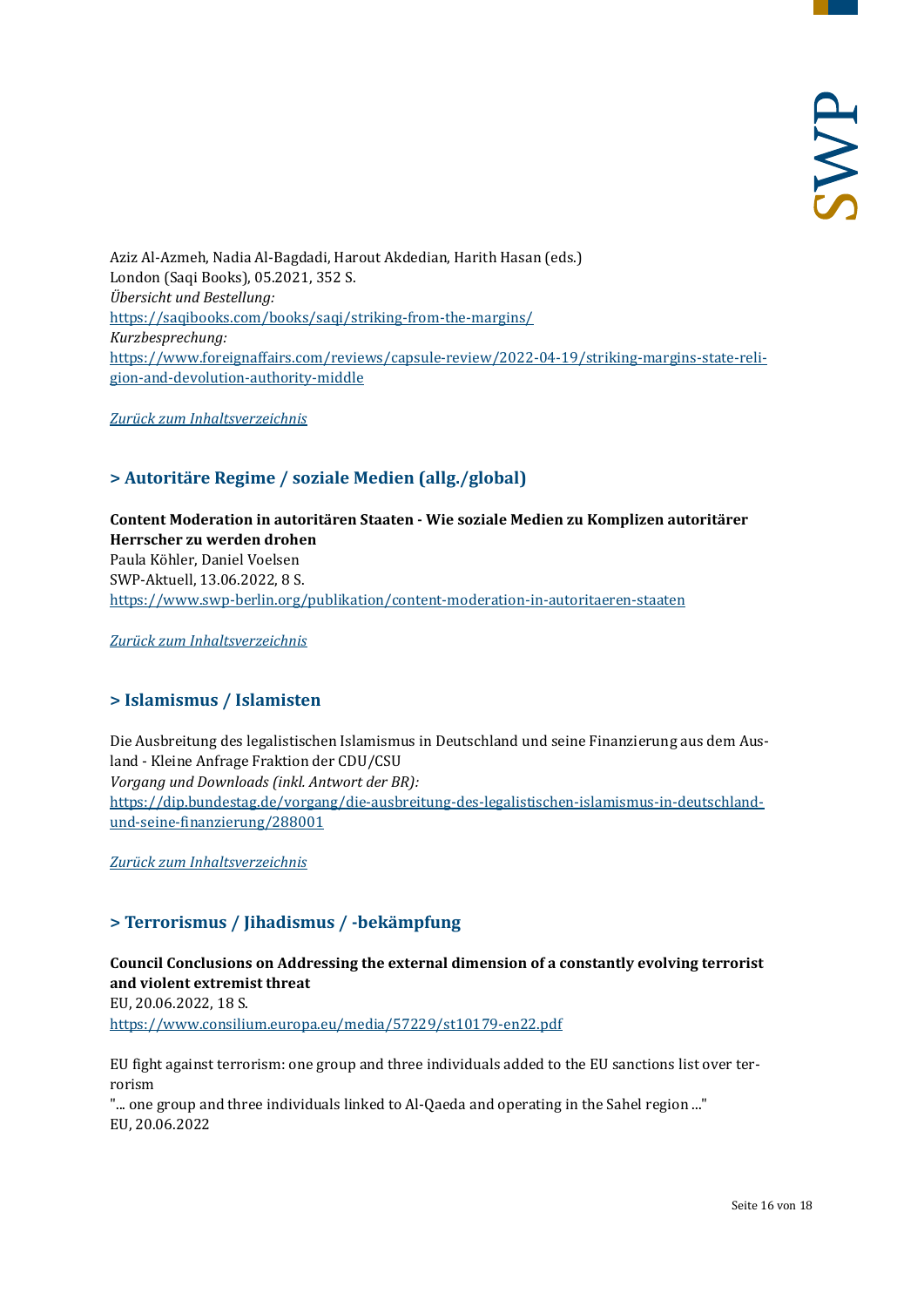Aziz Al-Azmeh, Nadia Al-Bagdadi, Harout Akdedian, Harith Hasan (eds.)
London (Saqi Books), 05.2021, 352 S.
*Übersicht und Bestellung:*
https://saqibooks.com/books/saqi/striking-from-the-margins/
*Kurzbesprechung:*
https://www.foreignaffairs.com/reviews/capsule-review/2022-04-19/striking-margins-state-religion-and-devolution-authority-middle

*Zurück zum Inhaltsverzeichnis*

## > Autoritäre Regime / soziale Medien (allg./global)

**Content Moderation in autoritären Staaten - Wie soziale Medien zu Komplizen autoritärer Herrscher zu werden drohen**
Paula Köhler, Daniel Voelsen
SWP-Aktuell, 13.06.2022, 8 S.
https://www.swp-berlin.org/publikation/content-moderation-in-autoritaeren-staaten

*Zurück zum Inhaltsverzeichnis*

## > Islamismus / Islamisten

Die Ausbreitung des legalistischen Islamismus in Deutschland und seine Finanzierung aus dem Ausland - Kleine Anfrage Fraktion der CDU/CSU
*Vorgang und Downloads (inkl. Antwort der BR):*
https://dip.bundestag.de/vorgang/die-ausbreitung-des-legalistischen-islamismus-in-deutschland-und-seine-finanzierung/288001

*Zurück zum Inhaltsverzeichnis*

## > Terrorismus / Jihadismus / -bekämpfung

**Council Conclusions on Addressing the external dimension of a constantly evolving terrorist and violent extremist threat**
EU, 20.06.2022, 18 S.
https://www.consilium.europa.eu/media/57229/st10179-en22.pdf

EU fight against terrorism: one group and three individuals added to the EU sanctions list over terrorism
"... one group and three individuals linked to Al-Qaeda and operating in the Sahel region ..."
EU, 20.06.2022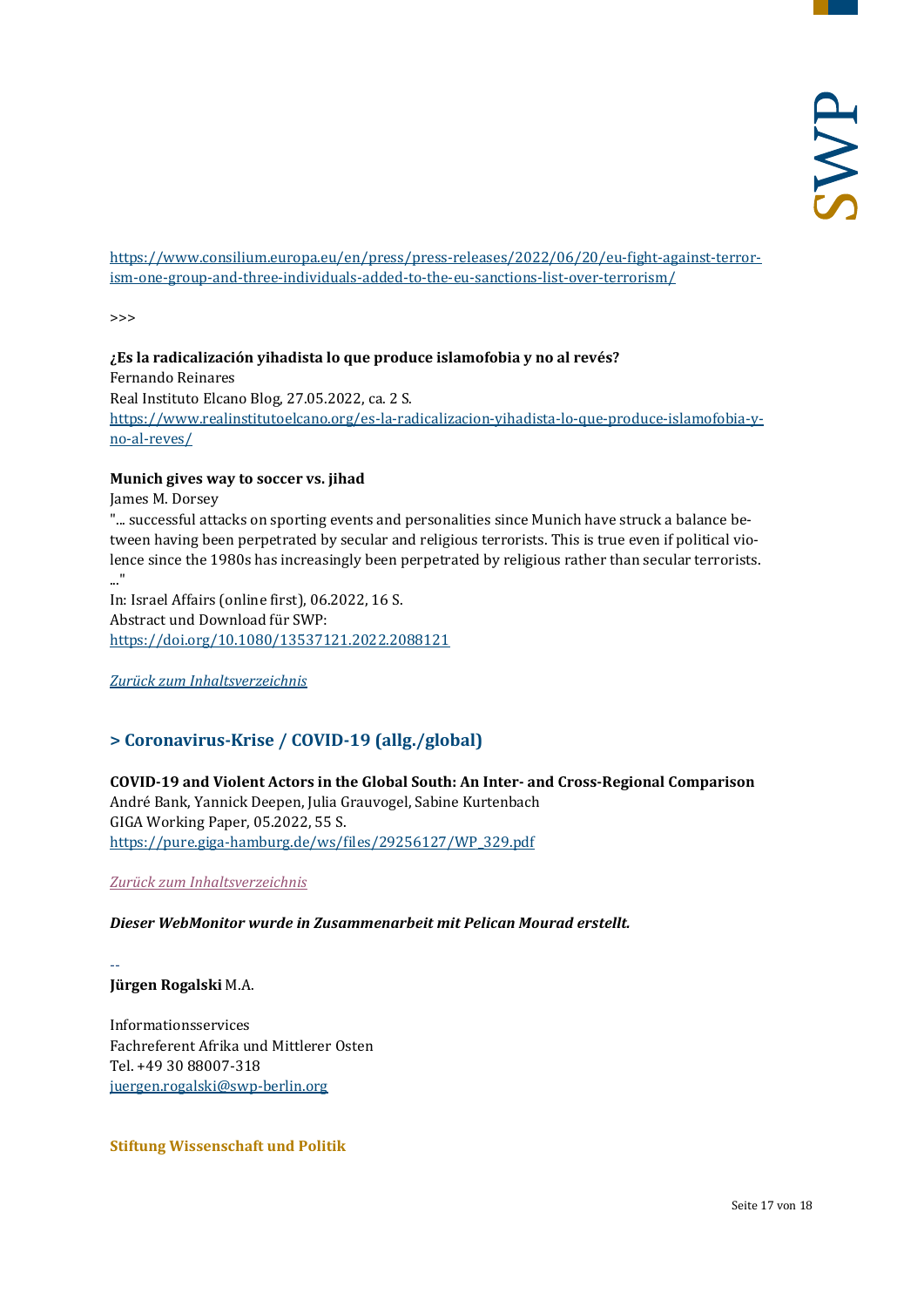https://www.consilium.europa.eu/en/press/press-releases/2022/06/20/eu-fight-against-terrorism-one-group-and-three-individuals-added-to-the-eu-sanctions-list-over-terrorism/

>>>

**¿Es la radicalización yihadista lo que produce islamofobia y no al revés?**
Fernando Reinares
Real Instituto Elcano Blog, 27.05.2022, ca. 2 S.
https://www.realinstitutoelcano.org/es-la-radicalizacion-yihadista-lo-que-produce-islamofobia-y-no-al-reves/

**Munich gives way to soccer vs. jihad**
James M. Dorsey
"... successful attacks on sporting events and personalities since Munich have struck a balance between having been perpetrated by secular and religious terrorists. This is true even if political violence since the 1980s has increasingly been perpetrated by religious rather than secular terrorists. ..."
In: Israel Affairs (online first), 06.2022, 16 S.
Abstract und Download für SWP:
https://doi.org/10.1080/13537121.2022.2088121

*Zurück zum Inhaltsverzeichnis*

## > Coronavirus-Krise / COVID-19 (allg./global)

**COVID-19 and Violent Actors in the Global South: An Inter- and Cross-Regional Comparison**
André Bank, Yannick Deepen, Julia Grauvogel, Sabine Kurtenbach
GIGA Working Paper, 05.2022, 55 S.
https://pure.giga-hamburg.de/ws/files/29256127/WP_329.pdf

*Zurück zum Inhaltsverzeichnis*

***Dieser WebMonitor wurde in Zusammenarbeit mit Pelican Mourad erstellt.***

--
**Jürgen Rogalski** M.A.

Informationsservices
Fachreferent Afrika und Mittlerer Osten
Tel. +49 30 88007-318
juergen.rogalski@swp-berlin.org

**Stiftung Wissenschaft und Politik**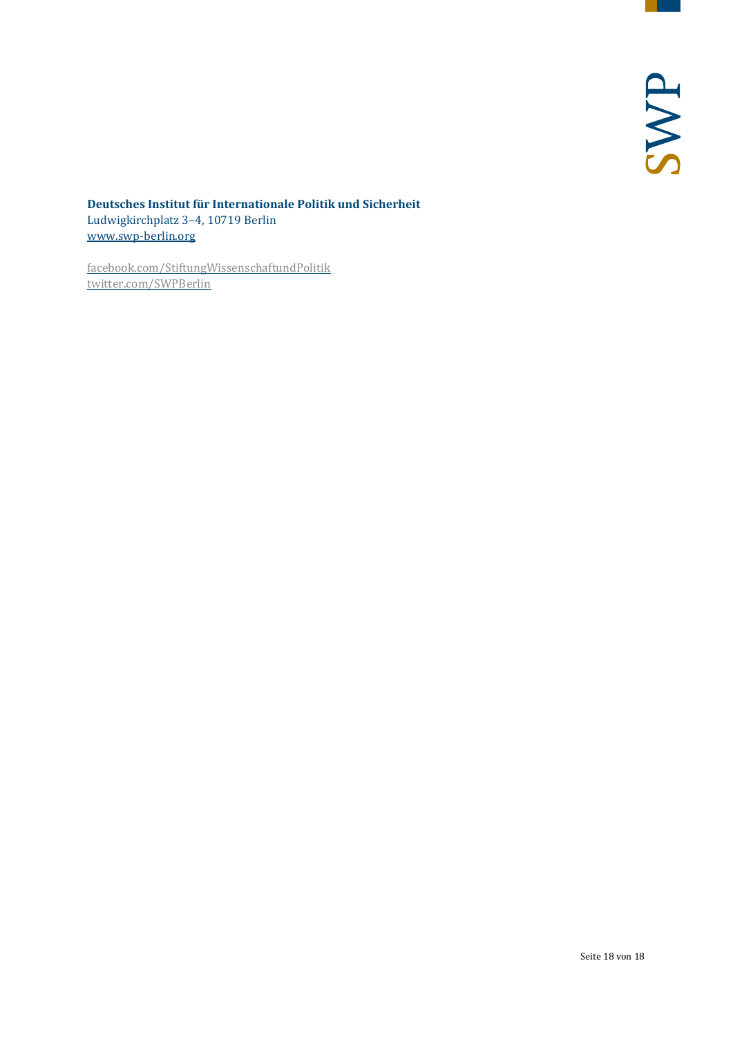**Deutsches Institut für Internationale Politik und Sicherheit**
Ludwigkirchplatz 3–4, 10719 Berlin
www.swp-berlin.org

facebook.com/StiftungWissenschaftundPolitik
twitter.com/SWPBerlin